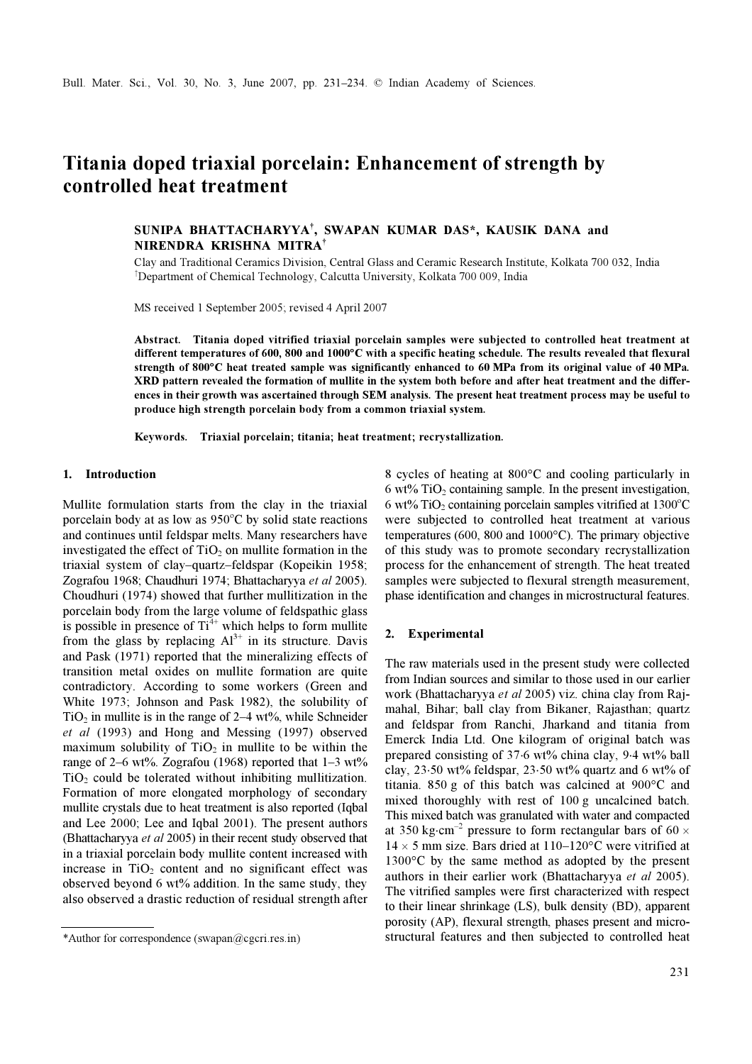# Titania doped triaxial porcelain: Enhancement of strength by controlled heat treatment

**SUNIPA BHATTACHARYYA[†], SWAPAN KUMAR DAS*, KAUSIK DANA and NIRENDRA KRISHNA MITRA[†]**

Clay and Traditional Ceramics Division, Central Glass and Ceramic Research Institute, Kolkata 700 032, India

[†]Department of Chemical Technology, Calcutta University, Kolkata 700 009, India

MS received 1 September 2005; revised 4 April 2007

**Abstract.** **Titania doped vitrified triaxial porcelain samples were subjected to controlled heat treatment at different temperatures of 600, 800 and 1000°C with a specific heating schedule. The results revealed that flexural strength of 800°C heat treated sample was significantly enhanced to 60 MPa from its original value of 40 MPa. XRD pattern revealed the formation of mullite in the system both before and after heat treatment and the differences in their growth was ascertained through SEM analysis. The present heat treatment process may be useful to produce high strength porcelain body from a common triaxial system.**

**Keywords.** **Triaxial porcelain; titania; heat treatment; recrystallization.**

## 1. Introduction

Mullite formulation starts from the clay in the triaxial porcelain body at as low as 950°C by solid state reactions and continues until feldspar melts. Many researchers have investigated the effect of $TiO_2$ on mullite formation in the triaxial system of clay–quartz–feldspar (Kopeikin 1958; Zografou 1968; Chaudhuri 1974; Bhattacharyya *et al* 2005). Choudhuri (1974) showed that further mullitization in the porcelain body from the large volume of feldspathic glass is possible in presence of $Ti^{4+}$ which helps to form mullite from the glass by replacing $Al^{3+}$ in its structure. Davis and Pask (1971) reported that the mineralizing effects of transition metal oxides on mullite formation are quite contradictory. According to some workers (Green and White 1973; Johnson and Pask 1982), the solubility of $TiO_2$ in mullite is in the range of 2–4 wt%, while Schneider *et al* (1993) and Hong and Messing (1997) observed maximum solubility of $TiO_2$ in mullite to be within the range of 2–6 wt%. Zografou (1968) reported that 1–3 wt% $TiO_2$ could be tolerated without inhibiting mullitization. Formation of more elongated morphology of secondary mullite crystals due to heat treatment is also reported (Iqbal and Lee 2000; Lee and Iqbal 2001). The present authors (Bhattacharyya *et al* 2005) in their recent study observed that in a triaxial porcelain body mullite content increased with increase in $TiO_2$ content and no significant effect was observed beyond 6 wt% addition. In the same study, they also observed a drastic reduction of residual strength after 8 cycles of heating at 800°C and cooling particularly in 6 wt% $TiO_2$ containing sample. In the present investigation, 6 wt% $TiO_2$ containing porcelain samples vitrified at 1300°C were subjected to controlled heat treatment at various temperatures (600, 800 and 1000°C). The primary objective of this study was to promote secondary recrystallization process for the enhancement of strength. The heat treated samples were subjected to flexural strength measurement, phase identification and changes in microstructural features.

## 2. Experimental

The raw materials used in the present study were collected from Indian sources and similar to those used in our earlier work (Bhattacharyya *et al* 2005) viz. china clay from Rajmahal, Bihar; ball clay from Bikaner, Rajasthan; quartz and feldspar from Ranchi, Jharkand and titania from Emerck India Ltd. One kilogram of original batch was prepared consisting of 37·6 wt% china clay, 9·4 wt% ball clay, 23·50 wt% feldspar, 23·50 wt% quartz and 6 wt% of titania. 850 g of this batch was calcined at 900°C and mixed thoroughly with rest of 100 g uncalcined batch. This mixed batch was granulated with water and compacted at 350 $kg \cdot cm^{-2}$ pressure to form rectangular bars of $60 \times 14 \times 5$ mm size. Bars dried at 110–120°C were vitrified at 1300°C by the same method as adopted by the present authors in their earlier work (Bhattacharyya *et al* 2005). The vitrified samples were first characterized with respect to their linear shrinkage (LS), bulk density (BD), apparent porosity (AP), flexural strength, phases present and microstructural features and then subjected to controlled heat

*Author for correspondence (swapan@cgcri.res.in)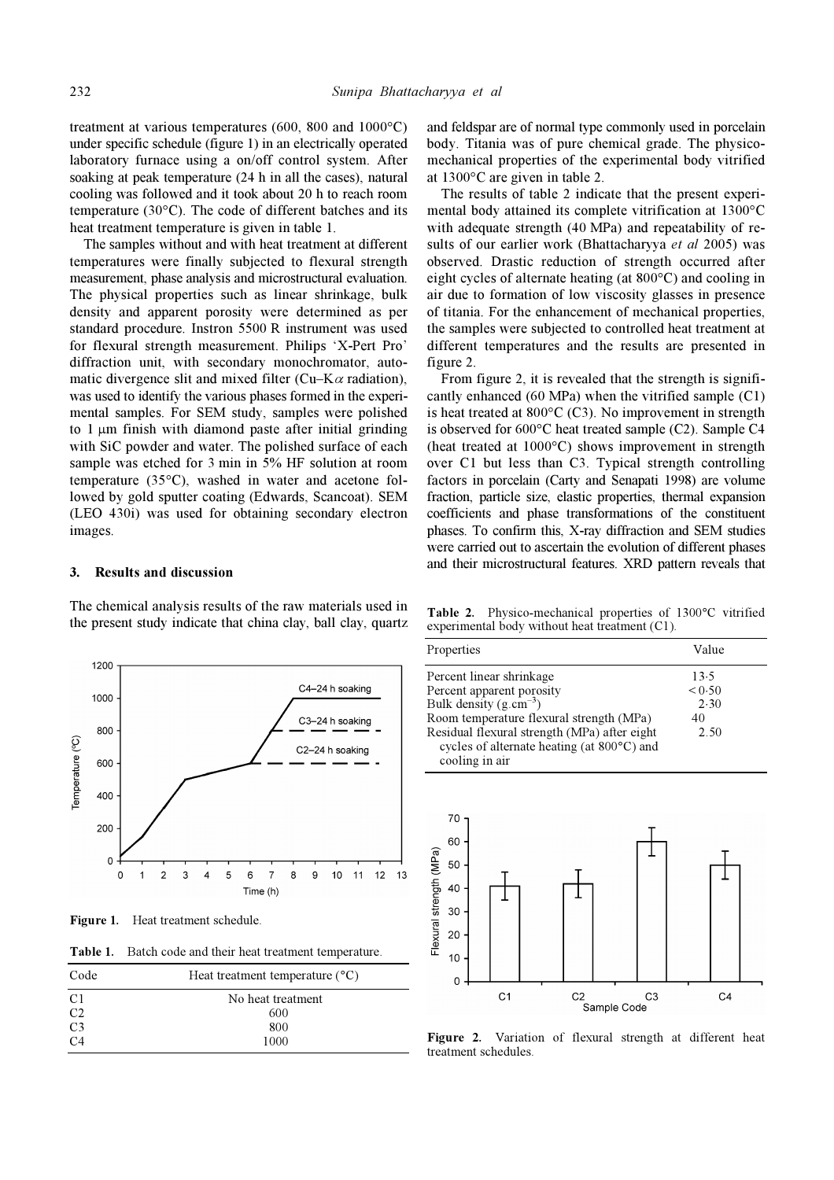treatment at various temperatures (600, 800 and 1000°C) under specific schedule (figure 1) in an electrically operated laboratory furnace using a on/off control system. After soaking at peak temperature (24 h in all the cases), natural cooling was followed and it took about 20 h to reach room temperature (30°C). The code of different batches and its heat treatment temperature is given in table 1.

The samples without and with heat treatment at different temperatures were finally subjected to flexural strength measurement, phase analysis and microstructural evaluation. The physical properties such as linear shrinkage, bulk density and apparent porosity were determined as per standard procedure. Instron 5500 R instrument was used for flexural strength measurement. Philips 'X-Pert Pro' diffraction unit, with secondary monochromator, automatic divergence slit and mixed filter (Cu–K$\alpha$ radiation), was used to identify the various phases formed in the experimental samples. For SEM study, samples were polished to 1 μm finish with diamond paste after initial grinding with SiC powder and water. The polished surface of each sample was etched for 3 min in 5% HF solution at room temperature (35°C), washed in water and acetone followed by gold sputter coating (Edwards, Scancoat). SEM (LEO 430i) was used for obtaining secondary electron images.

## 3. Results and discussion

The chemical analysis results of the raw materials used in the present study indicate that china clay, ball clay, quartz and feldspar are of normal type commonly used in porcelain body. Titania was of pure chemical grade. The physico-mechanical properties of the experimental body vitrified at 1300°C are given in table 2.

The results of table 2 indicate that the present experimental body attained its complete vitrification at 1300°C with adequate strength (40 MPa) and repeatability of results of our earlier work (Bhattacharyya *et al* 2005) was observed. Drastic reduction of strength occurred after eight cycles of alternate heating (at 800°C) and cooling in air due to formation of low viscosity glasses in presence of titania. For the enhancement of mechanical properties, the samples were subjected to controlled heat treatment at different temperatures and the results are presented in figure 2.

From figure 2, it is revealed that the strength is significantly enhanced (60 MPa) when the vitrified sample (C1) is heat treated at 800°C (C3). No improvement in strength is observed for 600°C heat treated sample (C2). Sample C4 (heat treated at 1000°C) shows improvement in strength over C1 but less than C3. Typical strength controlling factors in porcelain (Carty and Senapati 1998) are volume fraction, particle size, elastic properties, thermal expansion coefficients and phase transformations of the constituent phases. To confirm this, X-ray diffraction and SEM studies were carried out to ascertain the evolution of different phases and their microstructural features. XRD pattern reveals that

**Figure 1.** Heat treatment schedule.

**Table 1.** Batch code and their heat treatment temperature.

| Code | Heat treatment temperature (°C) |
|---|---|
| C1 | No heat treatment |
| C2 | 600 |
| C3 | 800 |
| C4 | 1000 |

**Table 2.** Physico-mechanical properties of 1300°C vitrified experimental body without heat treatment (C1).

| Properties | Value |
|---|---|
| Percent linear shrinkage | 13·5 |
| Percent apparent porosity | < 0·50 |
| Bulk density (g.cm$^{-3}$) | 2·30 |
| Room temperature flexural strength (MPa) | 40 |
| Residual flexural strength (MPa) after eight cycles of alternate heating (at 800°C) and cooling in air | 2.50 |

**Figure 2.** Variation of flexural strength at different heat treatment schedules.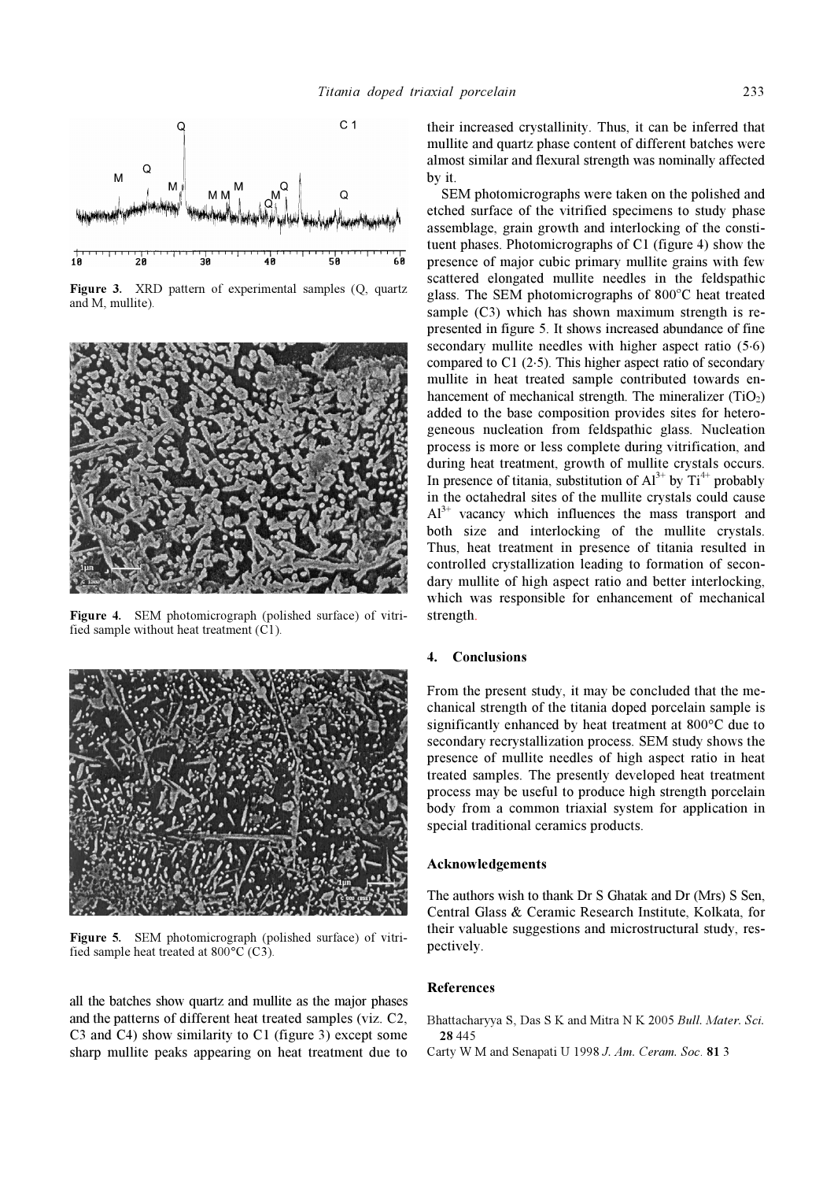Figure 3. XRD pattern of experimental samples (Q, quartz and M, mullite).

Figure 4. SEM photomicrograph (polished surface) of vitrified sample without heat treatment (C1).

Figure 5. SEM photomicrograph (polished surface) of vitrified sample heat treated at 800°C (C3).

all the batches show quartz and mullite as the major phases and the patterns of different heat treated samples (viz. C2, C3 and C4) show similarity to C1 (figure 3) except some sharp mullite peaks appearing on heat treatment due to their increased crystallinity. Thus, it can be inferred that mullite and quartz phase content of different batches were almost similar and flexural strength was nominally affected by it.

SEM photomicrographs were taken on the polished and etched surface of the vitrified specimens to study phase assemblage, grain growth and interlocking of the constituent phases. Photomicrographs of C1 (figure 4) show the presence of major cubic primary mullite grains with few scattered elongated mullite needles in the feldspathic glass. The SEM photomicrographs of 800°C heat treated sample (C3) which has shown maximum strength is represented in figure 5. It shows increased abundance of fine secondary mullite needles with higher aspect ratio (5·6) compared to C1 (2·5). This higher aspect ratio of secondary mullite in heat treated sample contributed towards enhancement of mechanical strength. The mineralizer ($TiO_2$) added to the base composition provides sites for heterogeneous nucleation from feldspathic glass. Nucleation process is more or less complete during vitrification, and during heat treatment, growth of mullite crystals occurs. In presence of titania, substitution of $Al^{3+}$ by $Ti^{4+}$ probably in the octahedral sites of the mullite crystals could cause $Al^{3+}$ vacancy which influences the mass transport and both size and interlocking of the mullite crystals. Thus, heat treatment in presence of titania resulted in controlled crystallization leading to formation of secondary mullite of high aspect ratio and better interlocking, which was responsible for enhancement of mechanical strength.

## 4. Conclusions

From the present study, it may be concluded that the mechanical strength of the titania doped porcelain sample is significantly enhanced by heat treatment at 800°C due to secondary recrystallization process. SEM study shows the presence of mullite needles of high aspect ratio in heat treated samples. The presently developed heat treatment process may be useful to produce high strength porcelain body from a common triaxial system for application in special traditional ceramics products.

## Acknowledgements

The authors wish to thank Dr S Ghatak and Dr (Mrs) S Sen, Central Glass & Ceramic Research Institute, Kolkata, for their valuable suggestions and microstructural study, respectively.

## References

Bhattacharyya S, Das S K and Mitra N K 2005 *Bull. Mater. Sci.* **28** 445

Carty W M and Senapati U 1998 *J. Am. Ceram. Soc.* **81** 3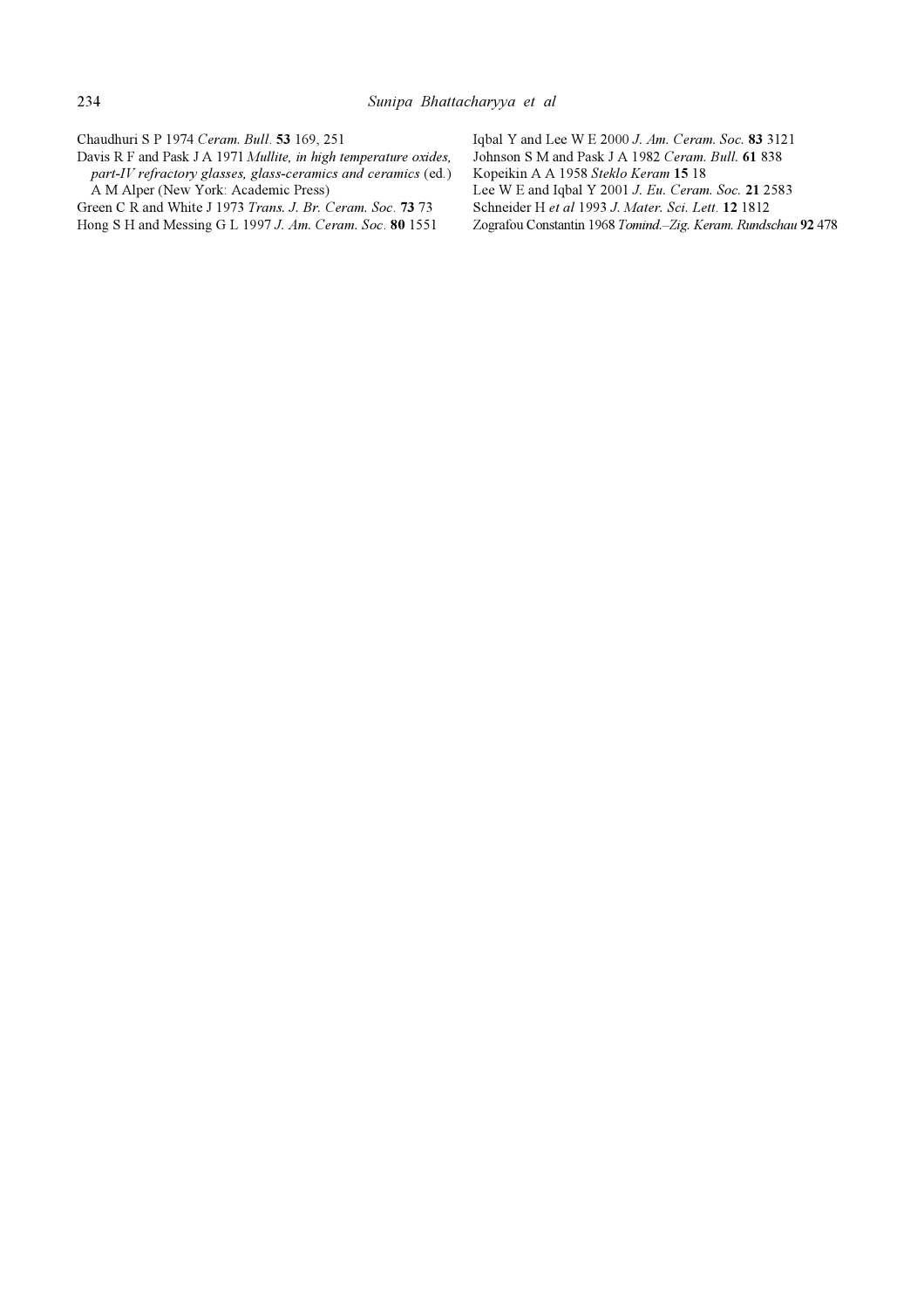Chaudhuri S P 1974 *Ceram. Bull.* **53** 169, 251

Davis R F and Pask J A 1971 *Mullite, in high temperature oxides, part-IV refractory glasses, glass-ceramics and ceramics* (ed.) A M Alper (New York: Academic Press)

Green C R and White J 1973 *Trans. J. Br. Ceram. Soc.* **73** 73

Hong S H and Messing G L 1997 *J. Am. Ceram. Soc.* **80** 1551

Iqbal Y and Lee W E 2000 *J. Am. Ceram. Soc.* **83** 3121

Johnson S M and Pask J A 1982 *Ceram. Bull.* **61** 838

Kopeikin A A 1958 *Steklo Keram* **15** 18

Lee W E and Iqbal Y 2001 *J. Eu. Ceram. Soc.* **21** 2583

Schneider H *et al* 1993 *J. Mater. Sci. Lett.* **12** 1812

Zografou Constantin 1968 *Tomind.–Zig. Keram. Rundschau* **92** 478